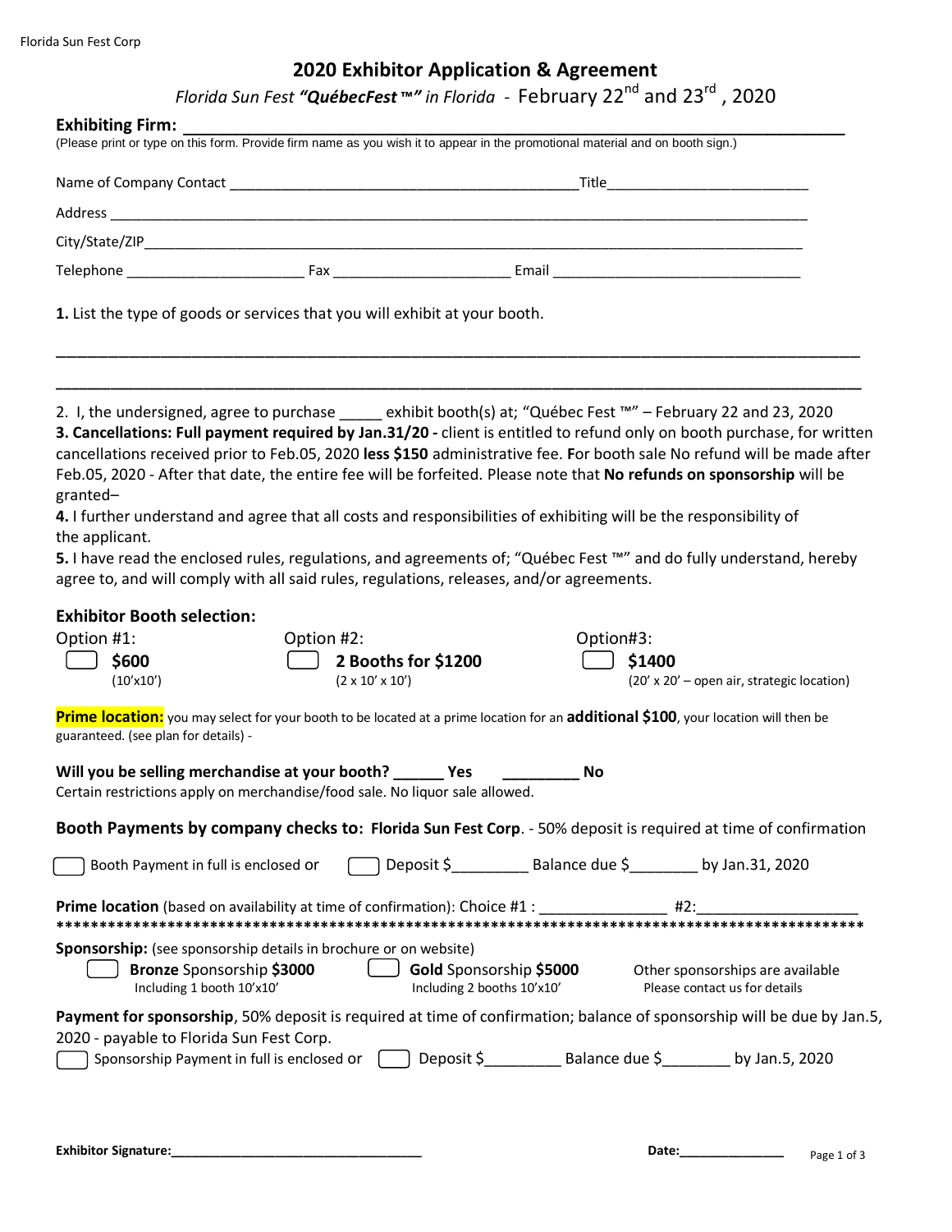# 2020 Exhibitor Application & Agreement

*Florida Sun Fest **"QuébecFest ™"** in Florida* - February 22nd and 23rd , 2020

**Exhibiting Firm:** ___________________________________________________________

(Please print or type on this form. Provide firm name as you wish it to appear in the promotional material and on booth sign.)

Name of Company Contact ___________________________________________ Title_________________________

Address _______________________________________________________________________________________

City/State/ZIP__________________________________________________________________________________

Telephone ______________________ Fax ______________________ Email _______________________________

**1.** List the type of goods or services that you will exhibit at your booth.

_______________________________________________________________________________________________

_______________________________________________________________________________________________

2. I, the undersigned, agree to purchase _____ exhibit booth(s) at; "Québec Fest ™" – February 22 and 23, 2020

**3. Cancellations: Full payment required by Jan.31/20 -** client is entitled to refund only on booth purchase, for written cancellations received prior to Feb.05, 2020 **less $150** administrative fee. **F**or booth sale No refund will be made after Feb.05, 2020 - After that date, the entire fee will be forfeited. Please note that **No refunds on sponsorship** will be granted–

**4.** I further understand and agree that all costs and responsibilities of exhibiting will be the responsibility of the applicant.

**5.** I have read the enclosed rules, regulations, and agreements of; "Québec Fest ™" and do fully understand, hereby agree to, and will comply with all said rules, regulations, releases, and/or agreements.

**Exhibitor Booth selection:**

Option #1: ☐ **$600** (10'x10')

Option #2: ☐ **2 Booths for $1200** (2 x 10' x 10')

Option#3: ☐ **$1400** (20' x 20' – open air, strategic location)

**Prime location:** you may select for your booth to be located at a prime location for an **additional $100**, your location will then be guaranteed. (see plan for details) -

**Will you be selling merchandise at your booth? ______ Yes _________ No**

Certain restrictions apply on merchandise/food sale. No liquor sale allowed.

**Booth Payments by company checks to: Florida Sun Fest Corp**. - 50% deposit is required at time of confirmation

☐ Booth Payment in full is enclosed or ☐ Deposit $_________ Balance due $________ by Jan.31, 2020

**Prime location** (based on availability at time of confirmation): Choice #1 : _______________ #2:___________________

***********************************************************************************************

**Sponsorship:** (see sponsorship details in brochure or on website)

☐ **Bronze** Sponsorship **$3000** Including 1 booth 10'x10'

☐ **Gold** Sponsorship **$5000** Including 2 booths 10'x10'

Other sponsorships are available Please contact us for details

**Payment for sponsorship**, 50% deposit is required at time of confirmation; balance of sponsorship will be due by Jan.5, 2020 - payable to Florida Sun Fest Corp.

☐ Sponsorship Payment in full is enclosed or ☐ Deposit $_________ Balance due $________ by Jan.5, 2020

**Exhibitor Signature:**___________________________________ **Date:**_______________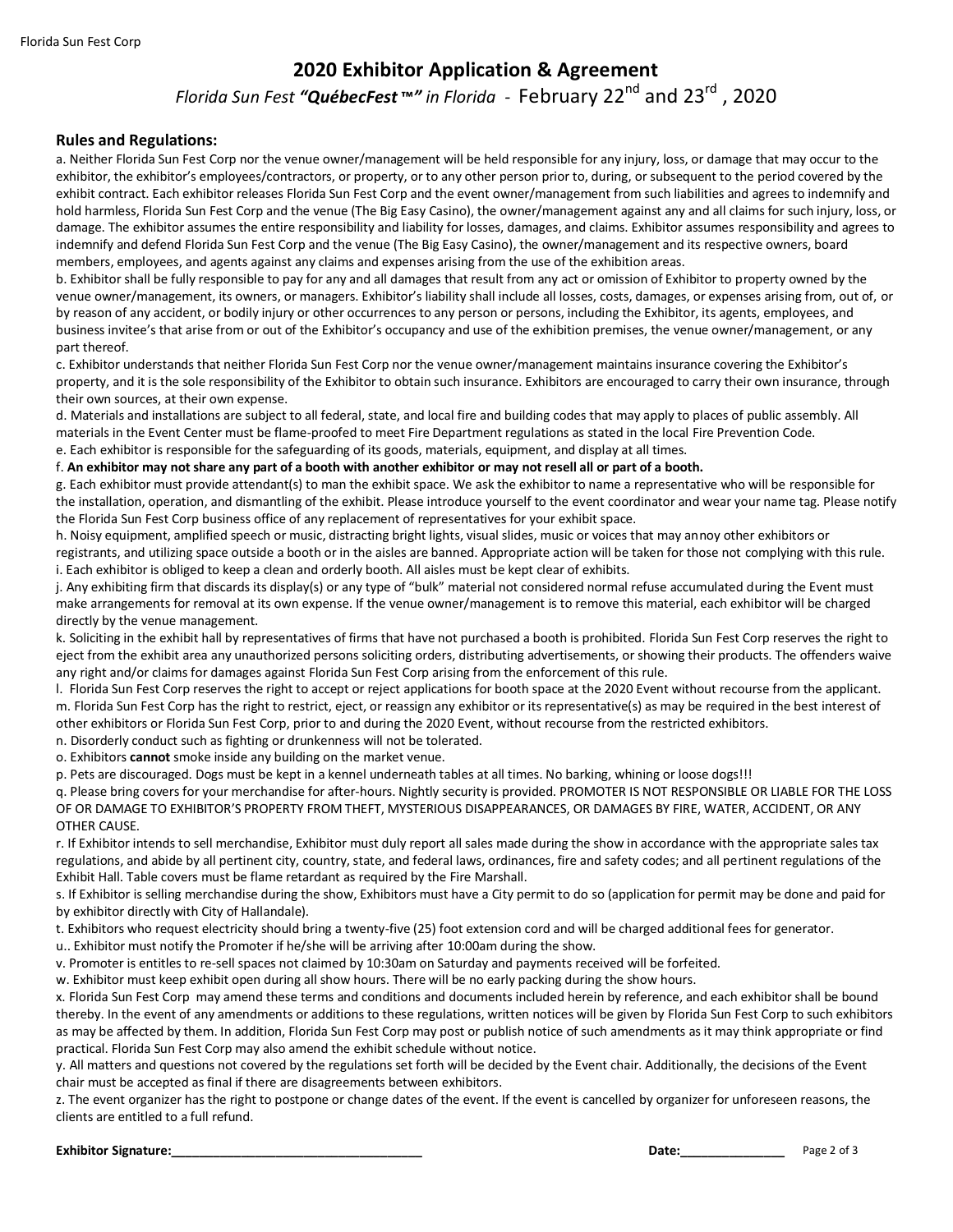# 2020 Exhibitor Application & Agreement

*Florida Sun Fest **"QuébecFest ™"** in Florida* - February 22nd and 23rd , 2020

### Rules and Regulations:

a. Neither Florida Sun Fest Corp nor the venue owner/management will be held responsible for any injury, loss, or damage that may occur to the exhibitor, the exhibitor's employees/contractors, or property, or to any other person prior to, during, or subsequent to the period covered by the exhibit contract. Each exhibitor releases Florida Sun Fest Corp and the event owner/management from such liabilities and agrees to indemnify and hold harmless, Florida Sun Fest Corp and the venue (The Big Easy Casino), the owner/management against any and all claims for such injury, loss, or damage. The exhibitor assumes the entire responsibility and liability for losses, damages, and claims. Exhibitor assumes responsibility and agrees to indemnify and defend Florida Sun Fest Corp and the venue (The Big Easy Casino), the owner/management and its respective owners, board members, employees, and agents against any claims and expenses arising from the use of the exhibition areas.

b. Exhibitor shall be fully responsible to pay for any and all damages that result from any act or omission of Exhibitor to property owned by the venue owner/management, its owners, or managers. Exhibitor's liability shall include all losses, costs, damages, or expenses arising from, out of, or by reason of any accident, or bodily injury or other occurrences to any person or persons, including the Exhibitor, its agents, employees, and business invitee's that arise from or out of the Exhibitor's occupancy and use of the exhibition premises, the venue owner/management, or any part thereof.

c. Exhibitor understands that neither Florida Sun Fest Corp nor the venue owner/management maintains insurance covering the Exhibitor's property, and it is the sole responsibility of the Exhibitor to obtain such insurance. Exhibitors are encouraged to carry their own insurance, through their own sources, at their own expense.

d. Materials and installations are subject to all federal, state, and local fire and building codes that may apply to places of public assembly. All materials in the Event Center must be flame-proofed to meet Fire Department regulations as stated in the local Fire Prevention Code.

e. Each exhibitor is responsible for the safeguarding of its goods, materials, equipment, and display at all times.

f. **An exhibitor may not share any part of a booth with another exhibitor or may not resell all or part of a booth.**

g. Each exhibitor must provide attendant(s) to man the exhibit space. We ask the exhibitor to name a representative who will be responsible for the installation, operation, and dismantling of the exhibit. Please introduce yourself to the event coordinator and wear your name tag. Please notify the Florida Sun Fest Corp business office of any replacement of representatives for your exhibit space.

h. Noisy equipment, amplified speech or music, distracting bright lights, visual slides, music or voices that may annoy other exhibitors or registrants, and utilizing space outside a booth or in the aisles are banned. Appropriate action will be taken for those not complying with this rule.

i. Each exhibitor is obliged to keep a clean and orderly booth. All aisles must be kept clear of exhibits.

j. Any exhibiting firm that discards its display(s) or any type of "bulk" material not considered normal refuse accumulated during the Event must make arrangements for removal at its own expense. If the venue owner/management is to remove this material, each exhibitor will be charged directly by the venue management.

k. Soliciting in the exhibit hall by representatives of firms that have not purchased a booth is prohibited. Florida Sun Fest Corp reserves the right to eject from the exhibit area any unauthorized persons soliciting orders, distributing advertisements, or showing their products. The offenders waive any right and/or claims for damages against Florida Sun Fest Corp arising from the enforcement of this rule.

l. Florida Sun Fest Corp reserves the right to accept or reject applications for booth space at the 2020 Event without recourse from the applicant.

m. Florida Sun Fest Corp has the right to restrict, eject, or reassign any exhibitor or its representative(s) as may be required in the best interest of other exhibitors or Florida Sun Fest Corp, prior to and during the 2020 Event, without recourse from the restricted exhibitors.

n. Disorderly conduct such as fighting or drunkenness will not be tolerated.

o. Exhibitors **cannot** smoke inside any building on the market venue.

p. Pets are discouraged. Dogs must be kept in a kennel underneath tables at all times. No barking, whining or loose dogs!!!

q. Please bring covers for your merchandise for after-hours. Nightly security is provided. PROMOTER IS NOT RESPONSIBLE OR LIABLE FOR THE LOSS OF OR DAMAGE TO EXHIBITOR'S PROPERTY FROM THEFT, MYSTERIOUS DISAPPEARANCES, OR DAMAGES BY FIRE, WATER, ACCIDENT, OR ANY OTHER CAUSE.

r. If Exhibitor intends to sell merchandise, Exhibitor must duly report all sales made during the show in accordance with the appropriate sales tax regulations, and abide by all pertinent city, country, state, and federal laws, ordinances, fire and safety codes; and all pertinent regulations of the Exhibit Hall. Table covers must be flame retardant as required by the Fire Marshall.

s. If Exhibitor is selling merchandise during the show, Exhibitors must have a City permit to do so (application for permit may be done and paid for by exhibitor directly with City of Hallandale).

t. Exhibitors who request electricity should bring a twenty-five (25) foot extension cord and will be charged additional fees for generator.

u.. Exhibitor must notify the Promoter if he/she will be arriving after 10:00am during the show.

v. Promoter is entitles to re-sell spaces not claimed by 10:30am on Saturday and payments received will be forfeited.

w. Exhibitor must keep exhibit open during all show hours. There will be no early packing during the show hours.

x. Florida Sun Fest Corp may amend these terms and conditions and documents included herein by reference, and each exhibitor shall be bound thereby. In the event of any amendments or additions to these regulations, written notices will be given by Florida Sun Fest Corp to such exhibitors as may be affected by them. In addition, Florida Sun Fest Corp may post or publish notice of such amendments as it may think appropriate or find practical. Florida Sun Fest Corp may also amend the exhibit schedule without notice.

y. All matters and questions not covered by the regulations set forth will be decided by the Event chair. Additionally, the decisions of the Event chair must be accepted as final if there are disagreements between exhibitors.

z. The event organizer has the right to postpone or change dates of the event. If the event is cancelled by organizer for unforeseen reasons, the clients are entitled to a full refund.

**Exhibitor Signature:____________________________________** **Date:_______________**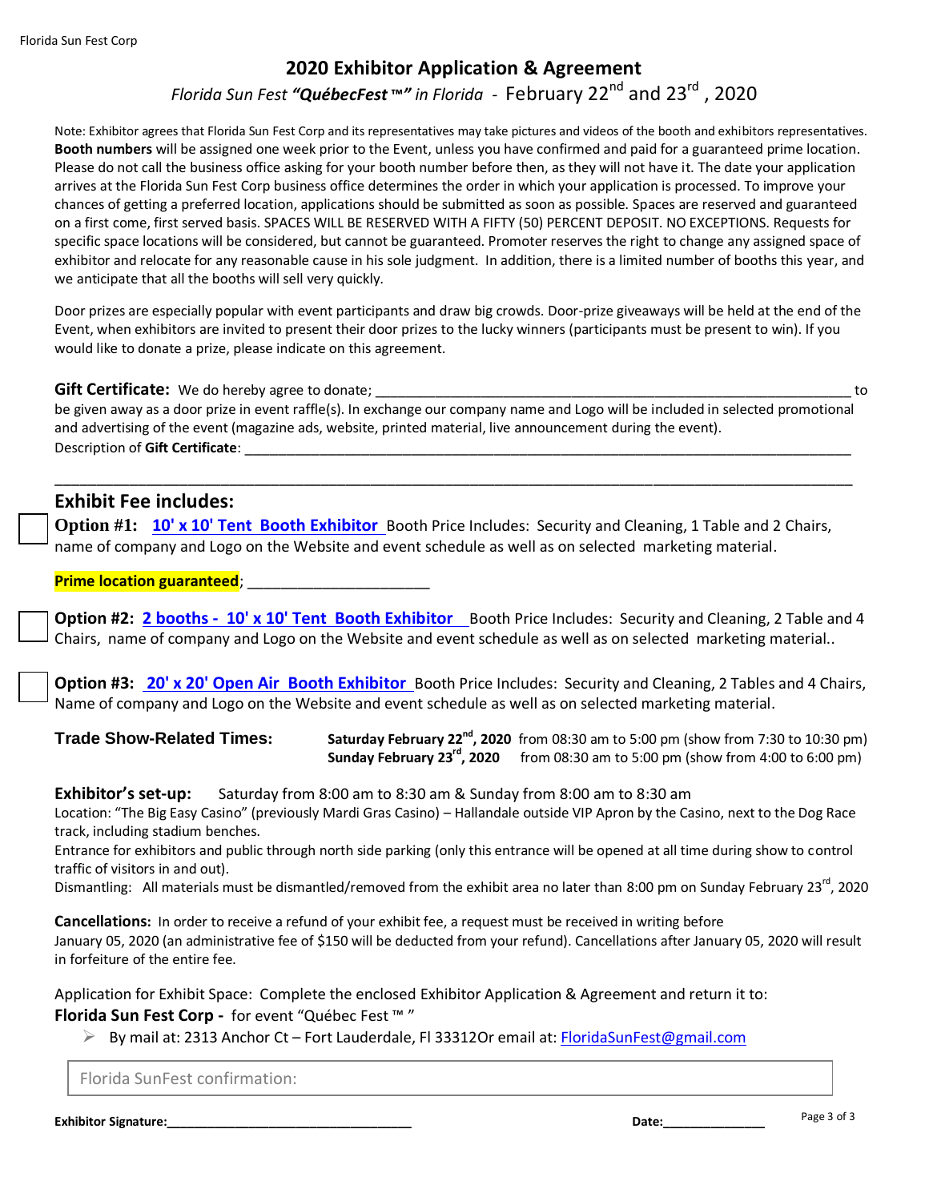# 2020 Exhibitor Application & Agreement

*Florida Sun Fest **"QuébecFest ™"** in Florida* - February 22nd and 23rd , 2020

Note: Exhibitor agrees that Florida Sun Fest Corp and its representatives may take pictures and videos of the booth and exhibitors representatives. **Booth numbers** will be assigned one week prior to the Event, unless you have confirmed and paid for a guaranteed prime location. Please do not call the business office asking for your booth number before then, as they will not have it. The date your application arrives at the Florida Sun Fest Corp business office determines the order in which your application is processed. To improve your chances of getting a preferred location, applications should be submitted as soon as possible. Spaces are reserved and guaranteed on a first come, first served basis. SPACES WILL BE RESERVED WITH A FIFTY (50) PERCENT DEPOSIT. NO EXCEPTIONS. Requests for specific space locations will be considered, but cannot be guaranteed. Promoter reserves the right to change any assigned space of exhibitor and relocate for any reasonable cause in his sole judgment. In addition, there is a limited number of booths this year, and we anticipate that all the booths will sell very quickly.

Door prizes are especially popular with event participants and draw big crowds. Door-prize giveaways will be held at the end of the Event, when exhibitors are invited to present their door prizes to the lucky winners (participants must be present to win). If you would like to donate a prize, please indicate on this agreement.

**Gift Certificate:** We do hereby agree to donate; ______________________________________________________________ to be given away as a door prize in event raffle(s). In exchange our company name and Logo will be included in selected promotional and advertising of the event (magazine ads, website, printed material, live announcement during the event).
Description of **Gift Certificate**: ______________________________________________________________________________

______________________________________________________________________________________________

## Exhibit Fee includes:

☐ **Option #1:** **10' x 10' Tent Booth Exhibitor** Booth Price Includes: Security and Cleaning, 1 Table and 2 Chairs, name of company and Logo on the Website and event schedule as well as on selected marketing material.

**Prime location guaranteed**; ______________________

☐ **Option #2:** **2 booths - 10' x 10' Tent Booth Exhibitor** Booth Price Includes: Security and Cleaning, 2 Table and 4 Chairs, name of company and Logo on the Website and event schedule as well as on selected marketing material..

☐ **Option #3:** **20' x 20' Open Air Booth Exhibitor** Booth Price Includes: Security and Cleaning, 2 Tables and 4 Chairs, Name of company and Logo on the Website and event schedule as well as on selected marketing material.

**Trade Show-Related Times:**
**Saturday February 22nd, 2020** from 08:30 am to 5:00 pm (show from 7:30 to 10:30 pm)
**Sunday February 23rd, 2020** from 08:30 am to 5:00 pm (show from 4:00 to 6:00 pm)

**Exhibitor's set-up:** Saturday from 8:00 am to 8:30 am & Sunday from 8:00 am to 8:30 am
Location: "The Big Easy Casino" (previously Mardi Gras Casino) – Hallandale outside VIP Apron by the Casino, next to the Dog Race track, including stadium benches.
Entrance for exhibitors and public through north side parking (only this entrance will be opened at all time during show to control traffic of visitors in and out).
Dismantling: All materials must be dismantled/removed from the exhibit area no later than 8:00 pm on Sunday February 23rd, 2020

**Cancellations:** In order to receive a refund of your exhibit fee, a request must be received in writing before January 05, 2020 (an administrative fee of $150 will be deducted from your refund). Cancellations after January 05, 2020 will result in forfeiture of the entire fee.

Application for Exhibit Space: Complete the enclosed Exhibitor Application & Agreement and return it to:
**Florida Sun Fest Corp -** for event "Québec Fest ™ "

- By mail at: 2313 Anchor Ct – Fort Lauderdale, Fl 33312Or email at: FloridaSunFest@gmail.com

Florida SunFest confirmation:

**Exhibitor Signature:**___________________________________ **Date:**_______________